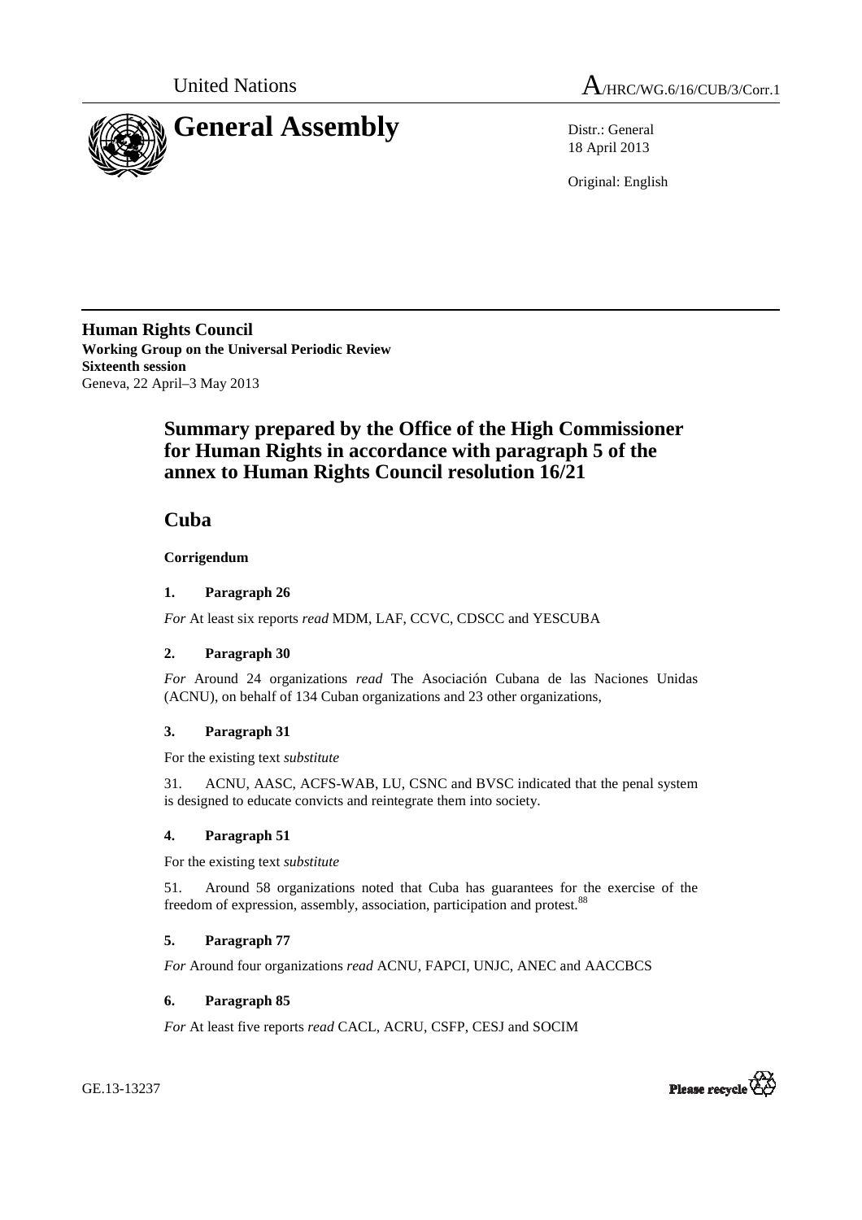United Nations | A/HRC/WG.6/16/CUB/3/Corr.1

# General Assembly

Distr.: General
18 April 2013

Original: English

**Human Rights Council**
**Working Group on the Universal Periodic Review**
**Sixteenth session**
Geneva, 22 April–3 May 2013

## Summary prepared by the Office of the High Commissioner for Human Rights in accordance with paragraph 5 of the annex to Human Rights Council resolution 16/21

## Cuba

**Corrigendum**

**1. Paragraph 26**

*For* At least six reports *read* MDM, LAF, CCVC, CDSCC and YESCUBA

**2. Paragraph 30**

*For* Around 24 organizations *read* The Asociación Cubana de las Naciones Unidas (ACNU), on behalf of 134 Cuban organizations and 23 other organizations,

**3. Paragraph 31**

For the existing text *substitute*

31. ACNU, AASC, ACFS-WAB, LU, CSNC and BVSC indicated that the penal system is designed to educate convicts and reintegrate them into society.

**4. Paragraph 51**

For the existing text *substitute*

51. Around 58 organizations noted that Cuba has guarantees for the exercise of the freedom of expression, assembly, association, participation and protest.[88]

**5. Paragraph 77**

*For* Around four organizations *read* ACNU, FAPCI, UNJC, ANEC and AACCBCS

**6. Paragraph 85**

*For* At least five reports *read* CACL, ACRU, CSFP, CESJ and SOCIM

GE.13-13237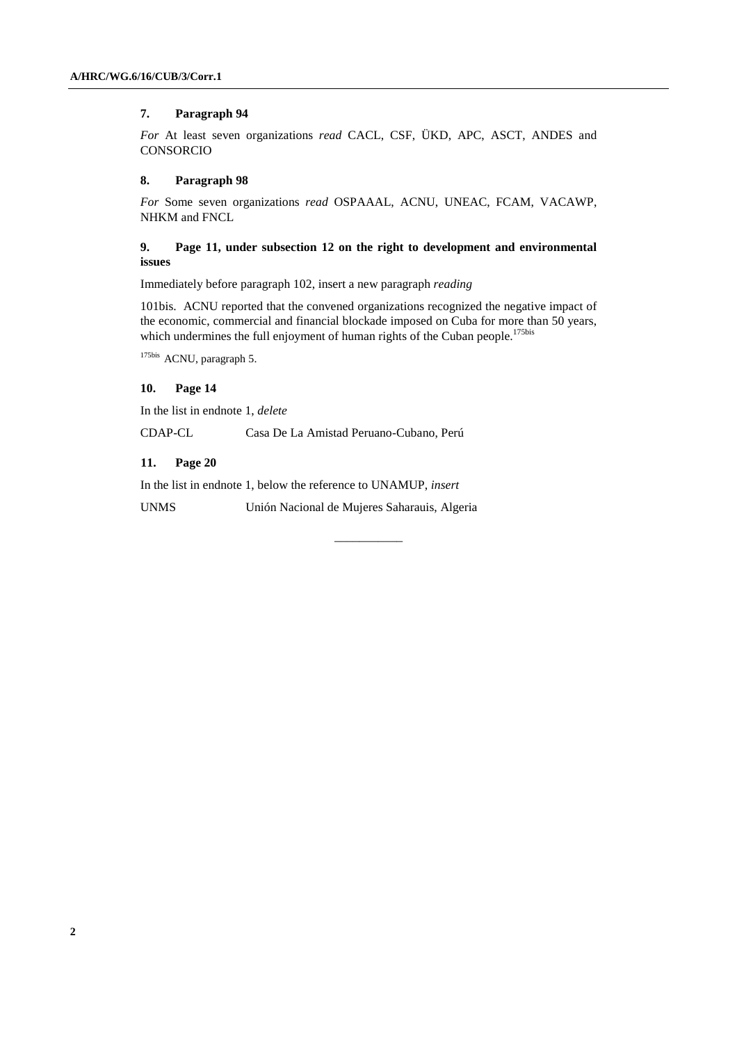### 7. Paragraph 94

*For* At least seven organizations *read* CACL, CSF, ÜKD, APC, ASCT, ANDES and CONSORCIO

### 8. Paragraph 98

*For* Some seven organizations *read* OSPAAAL, ACNU, UNEAC, FCAM, VACAWP, NHKM and FNCL

### 9. Page 11, under subsection 12 on the right to development and environmental issues

Immediately before paragraph 102, insert a new paragraph *reading*

101bis. ACNU reported that the convened organizations recognized the negative impact of the economic, commercial and financial blockade imposed on Cuba for more than 50 years, which undermines the full enjoyment of human rights of the Cuban people.[175bis]

[175bis] ACNU, paragraph 5.

### 10. Page 14

In the list in endnote 1, *delete*

| | |
|---|---|
| CDAP-CL | Casa De La Amistad Peruano-Cubano, Perú |

### 11. Page 20

In the list in endnote 1, below the reference to UNAMUP, *insert*

| | |
|---|---|
| UNMS | Unión Nacional de Mujeres Saharauis, Algeria |